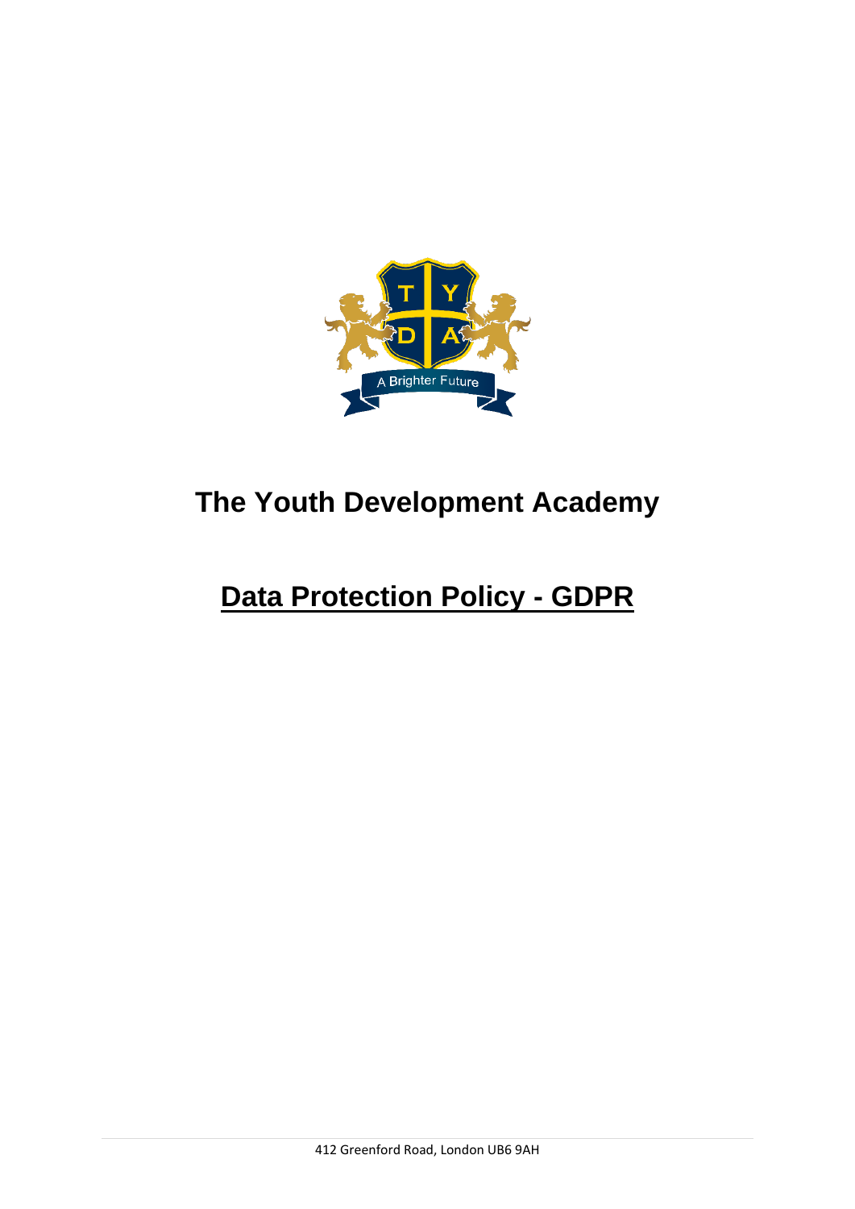# The Youth Development Academy

## Data Protection Policy - GDPR

412 Greenford Road, London UB6 9AH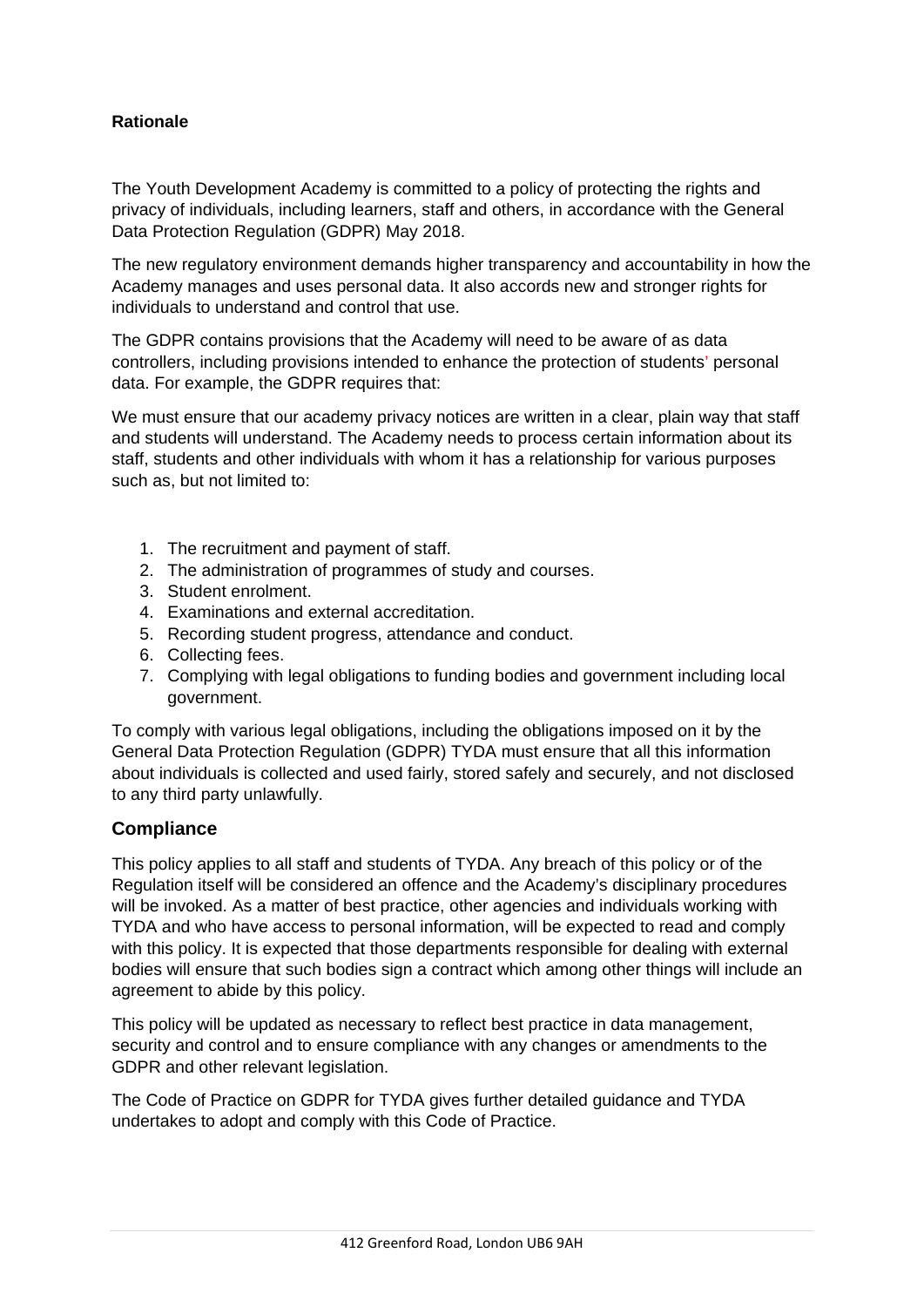**Rationale**

The Youth Development Academy is committed to a policy of protecting the rights and privacy of individuals, including learners, staff and others, in accordance with the General Data Protection Regulation (GDPR) May 2018.

The new regulatory environment demands higher transparency and accountability in how the Academy manages and uses personal data. It also accords new and stronger rights for individuals to understand and control that use.

The GDPR contains provisions that the Academy will need to be aware of as data controllers, including provisions intended to enhance the protection of students' personal data. For example, the GDPR requires that:

We must ensure that our academy privacy notices are written in a clear, plain way that staff and students will understand. The Academy needs to process certain information about its staff, students and other individuals with whom it has a relationship for various purposes such as, but not limited to:

1. The recruitment and payment of staff.
2. The administration of programmes of study and courses.
3. Student enrolment.
4. Examinations and external accreditation.
5. Recording student progress, attendance and conduct.
6. Collecting fees.
7. Complying with legal obligations to funding bodies and government including local government.

To comply with various legal obligations, including the obligations imposed on it by the General Data Protection Regulation (GDPR) TYDA must ensure that all this information about individuals is collected and used fairly, stored safely and securely, and not disclosed to any third party unlawfully.

## Compliance

This policy applies to all staff and students of TYDA. Any breach of this policy or of the Regulation itself will be considered an offence and the Academy's disciplinary procedures will be invoked. As a matter of best practice, other agencies and individuals working with TYDA and who have access to personal information, will be expected to read and comply with this policy. It is expected that those departments responsible for dealing with external bodies will ensure that such bodies sign a contract which among other things will include an agreement to abide by this policy.

This policy will be updated as necessary to reflect best practice in data management, security and control and to ensure compliance with any changes or amendments to the GDPR and other relevant legislation.

The Code of Practice on GDPR for TYDA gives further detailed guidance and TYDA undertakes to adopt and comply with this Code of Practice.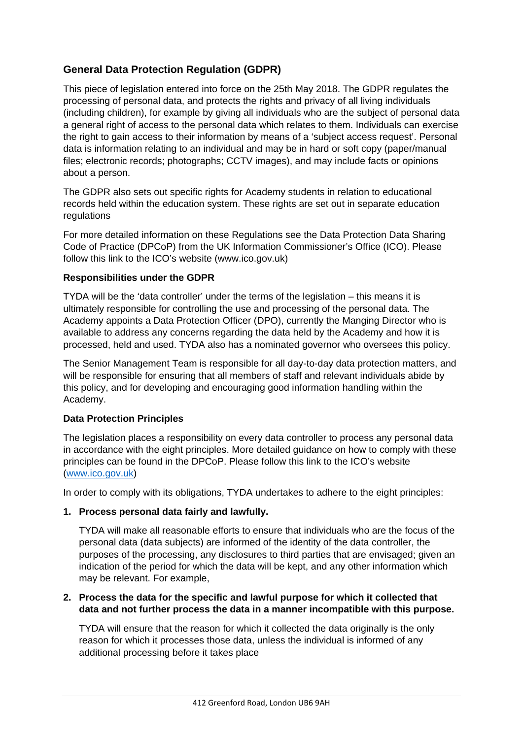## General Data Protection Regulation (GDPR)

This piece of legislation entered into force on the 25th May 2018. The GDPR regulates the processing of personal data, and protects the rights and privacy of all living individuals (including children), for example by giving all individuals who are the subject of personal data a general right of access to the personal data which relates to them. Individuals can exercise the right to gain access to their information by means of a 'subject access request'. Personal data is information relating to an individual and may be in hard or soft copy (paper/manual files; electronic records; photographs; CCTV images), and may include facts or opinions about a person.

The GDPR also sets out specific rights for Academy students in relation to educational records held within the education system. These rights are set out in separate education regulations

For more detailed information on these Regulations see the Data Protection Data Sharing Code of Practice (DPCoP) from the UK Information Commissioner's Office (ICO). Please follow this link to the ICO's website (www.ico.gov.uk)

**Responsibilities under the GDPR**

TYDA will be the 'data controller' under the terms of the legislation – this means it is ultimately responsible for controlling the use and processing of the personal data. The Academy appoints a Data Protection Officer (DPO), currently the Manging Director who is available to address any concerns regarding the data held by the Academy and how it is processed, held and used. TYDA also has a nominated governor who oversees this policy.

The Senior Management Team is responsible for all day-to-day data protection matters, and will be responsible for ensuring that all members of staff and relevant individuals abide by this policy, and for developing and encouraging good information handling within the Academy.

**Data Protection Principles**

The legislation places a responsibility on every data controller to process any personal data in accordance with the eight principles. More detailed guidance on how to comply with these principles can be found in the DPCoP. Please follow this link to the ICO's website (www.ico.gov.uk)

In order to comply with its obligations, TYDA undertakes to adhere to the eight principles:

1. **Process personal data fairly and lawfully.**

   TYDA will make all reasonable efforts to ensure that individuals who are the focus of the personal data (data subjects) are informed of the identity of the data controller, the purposes of the processing, any disclosures to third parties that are envisaged; given an indication of the period for which the data will be kept, and any other information which may be relevant. For example,

2. **Process the data for the specific and lawful purpose for which it collected that data and not further process the data in a manner incompatible with this purpose.**

   TYDA will ensure that the reason for which it collected the data originally is the only reason for which it processes those data, unless the individual is informed of any additional processing before it takes place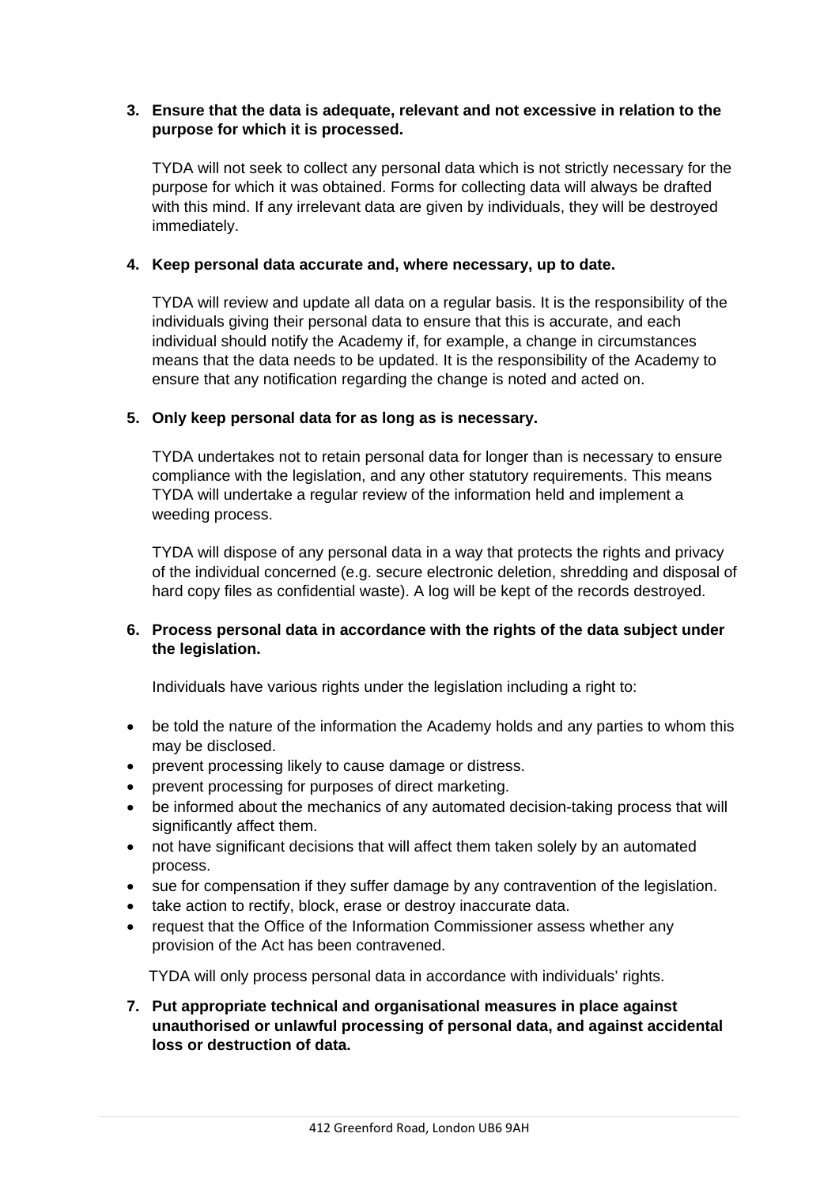3. **Ensure that the data is adequate, relevant and not excessive in relation to the purpose for which it is processed.**

   TYDA will not seek to collect any personal data which is not strictly necessary for the purpose for which it was obtained. Forms for collecting data will always be drafted with this mind. If any irrelevant data are given by individuals, they will be destroyed immediately.

4. **Keep personal data accurate and, where necessary, up to date.**

   TYDA will review and update all data on a regular basis. It is the responsibility of the individuals giving their personal data to ensure that this is accurate, and each individual should notify the Academy if, for example, a change in circumstances means that the data needs to be updated. It is the responsibility of the Academy to ensure that any notification regarding the change is noted and acted on.

5. **Only keep personal data for as long as is necessary.**

   TYDA undertakes not to retain personal data for longer than is necessary to ensure compliance with the legislation, and any other statutory requirements. This means TYDA will undertake a regular review of the information held and implement a weeding process.

   TYDA will dispose of any personal data in a way that protects the rights and privacy of the individual concerned (e.g. secure electronic deletion, shredding and disposal of hard copy files as confidential waste). A log will be kept of the records destroyed.

6. **Process personal data in accordance with the rights of the data subject under the legislation.**

   Individuals have various rights under the legislation including a right to:

- be told the nature of the information the Academy holds and any parties to whom this may be disclosed.
- prevent processing likely to cause damage or distress.
- prevent processing for purposes of direct marketing.
- be informed about the mechanics of any automated decision-taking process that will significantly affect them.
- not have significant decisions that will affect them taken solely by an automated process.
- sue for compensation if they suffer damage by any contravention of the legislation.
- take action to rectify, block, erase or destroy inaccurate data.
- request that the Office of the Information Commissioner assess whether any provision of the Act has been contravened.

TYDA will only process personal data in accordance with individuals' rights.

7. **Put appropriate technical and organisational measures in place against unauthorised or unlawful processing of personal data, and against accidental loss or destruction of data.**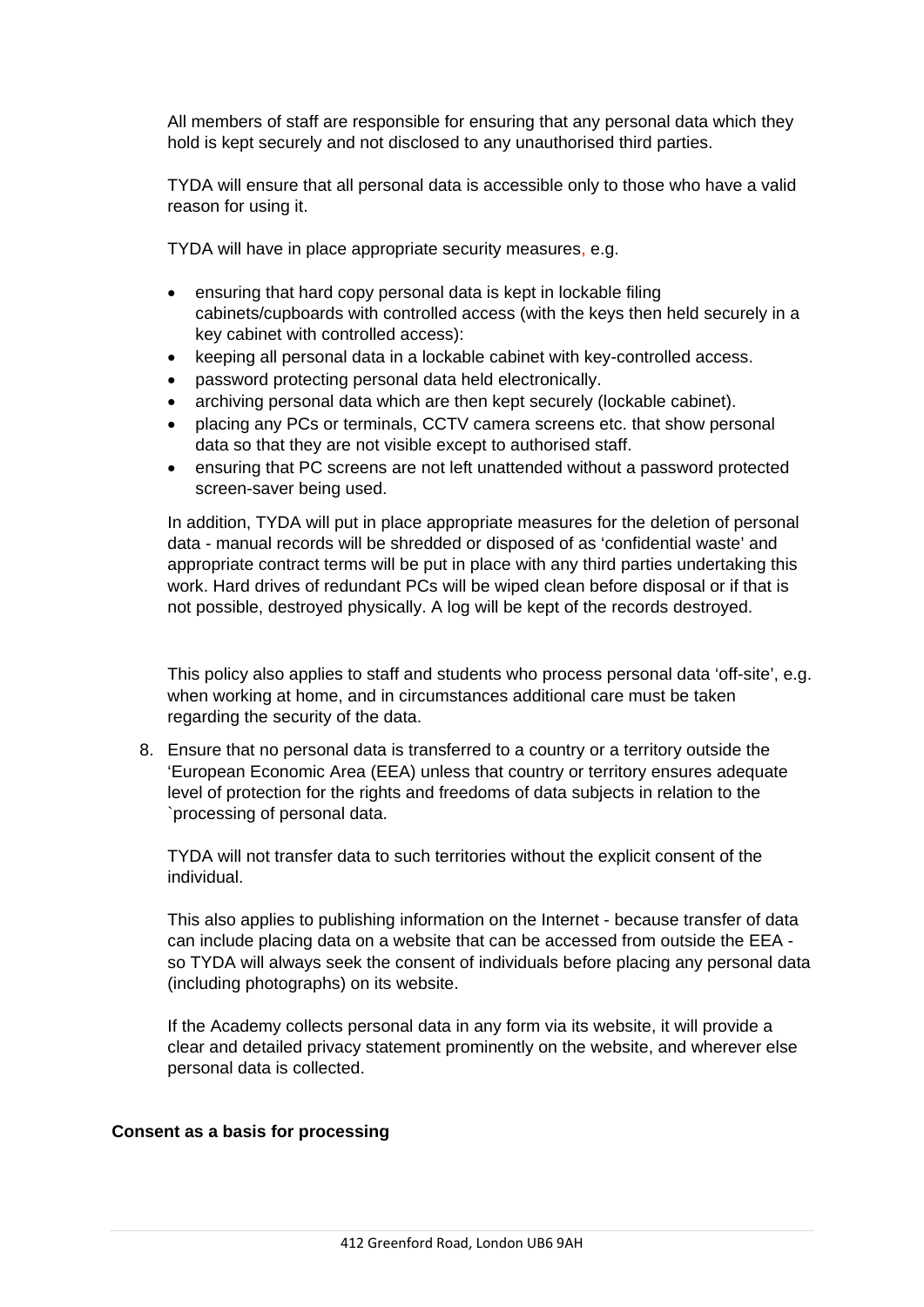All members of staff are responsible for ensuring that any personal data which they hold is kept securely and not disclosed to any unauthorised third parties.

TYDA will ensure that all personal data is accessible only to those who have a valid reason for using it.

TYDA will have in place appropriate security measures, e.g.

- ensuring that hard copy personal data is kept in lockable filing cabinets/cupboards with controlled access (with the keys then held securely in a key cabinet with controlled access):
- keeping all personal data in a lockable cabinet with key-controlled access.
- password protecting personal data held electronically.
- archiving personal data which are then kept securely (lockable cabinet).
- placing any PCs or terminals, CCTV camera screens etc. that show personal data so that they are not visible except to authorised staff.
- ensuring that PC screens are not left unattended without a password protected screen-saver being used.

In addition, TYDA will put in place appropriate measures for the deletion of personal data - manual records will be shredded or disposed of as 'confidential waste' and appropriate contract terms will be put in place with any third parties undertaking this work. Hard drives of redundant PCs will be wiped clean before disposal or if that is not possible, destroyed physically. A log will be kept of the records destroyed.

This policy also applies to staff and students who process personal data 'off-site', e.g. when working at home, and in circumstances additional care must be taken regarding the security of the data.

8. Ensure that no personal data is transferred to a country or a territory outside the 'European Economic Area (EEA) unless that country or territory ensures adequate level of protection for the rights and freedoms of data subjects in relation to the `processing of personal data.

   TYDA will not transfer data to such territories without the explicit consent of the individual.

   This also applies to publishing information on the Internet - because transfer of data can include placing data on a website that can be accessed from outside the EEA - so TYDA will always seek the consent of individuals before placing any personal data (including photographs) on its website.

   If the Academy collects personal data in any form via its website, it will provide a clear and detailed privacy statement prominently on the website, and wherever else personal data is collected.

**Consent as a basis for processing**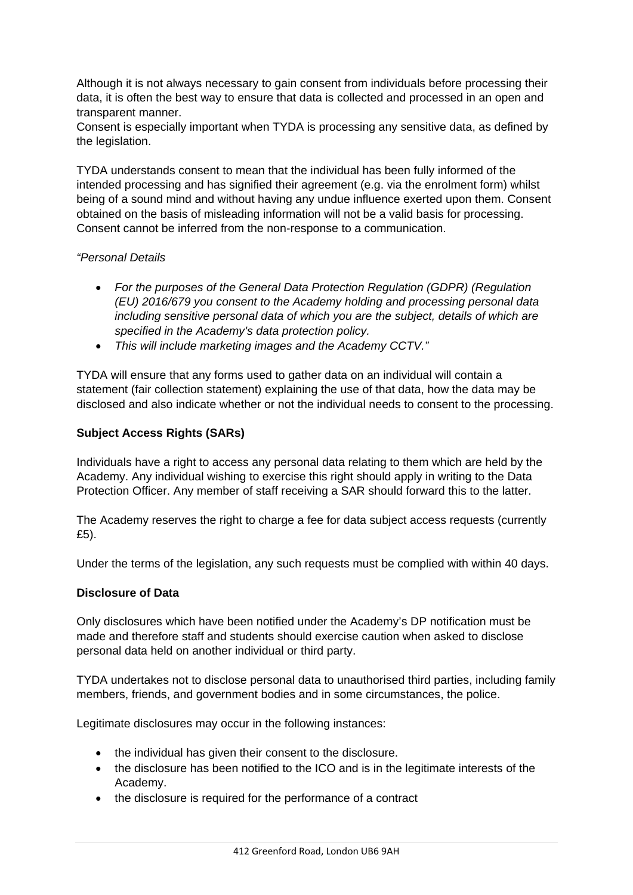Although it is not always necessary to gain consent from individuals before processing their data, it is often the best way to ensure that data is collected and processed in an open and transparent manner.
Consent is especially important when TYDA is processing any sensitive data, as defined by the legislation.

TYDA understands consent to mean that the individual has been fully informed of the intended processing and has signified their agreement (e.g. via the enrolment form) whilst being of a sound mind and without having any undue influence exerted upon them. Consent obtained on the basis of misleading information will not be a valid basis for processing. Consent cannot be inferred from the non-response to a communication.

*"Personal Details*

- *For the purposes of the General Data Protection Regulation (GDPR) (Regulation (EU) 2016/679 you consent to the Academy holding and processing personal data including sensitive personal data of which you are the subject, details of which are specified in the Academy's data protection policy.*
- *This will include marketing images and the Academy CCTV."*

TYDA will ensure that any forms used to gather data on an individual will contain a statement (fair collection statement) explaining the use of that data, how the data may be disclosed and also indicate whether or not the individual needs to consent to the processing.

**Subject Access Rights (SARs)**

Individuals have a right to access any personal data relating to them which are held by the Academy. Any individual wishing to exercise this right should apply in writing to the Data Protection Officer. Any member of staff receiving a SAR should forward this to the latter.

The Academy reserves the right to charge a fee for data subject access requests (currently £5).

Under the terms of the legislation, any such requests must be complied with within 40 days.

**Disclosure of Data**

Only disclosures which have been notified under the Academy's DP notification must be made and therefore staff and students should exercise caution when asked to disclose personal data held on another individual or third party.

TYDA undertakes not to disclose personal data to unauthorised third parties, including family members, friends, and government bodies and in some circumstances, the police.

Legitimate disclosures may occur in the following instances:

- the individual has given their consent to the disclosure.
- the disclosure has been notified to the ICO and is in the legitimate interests of the Academy.
- the disclosure is required for the performance of a contract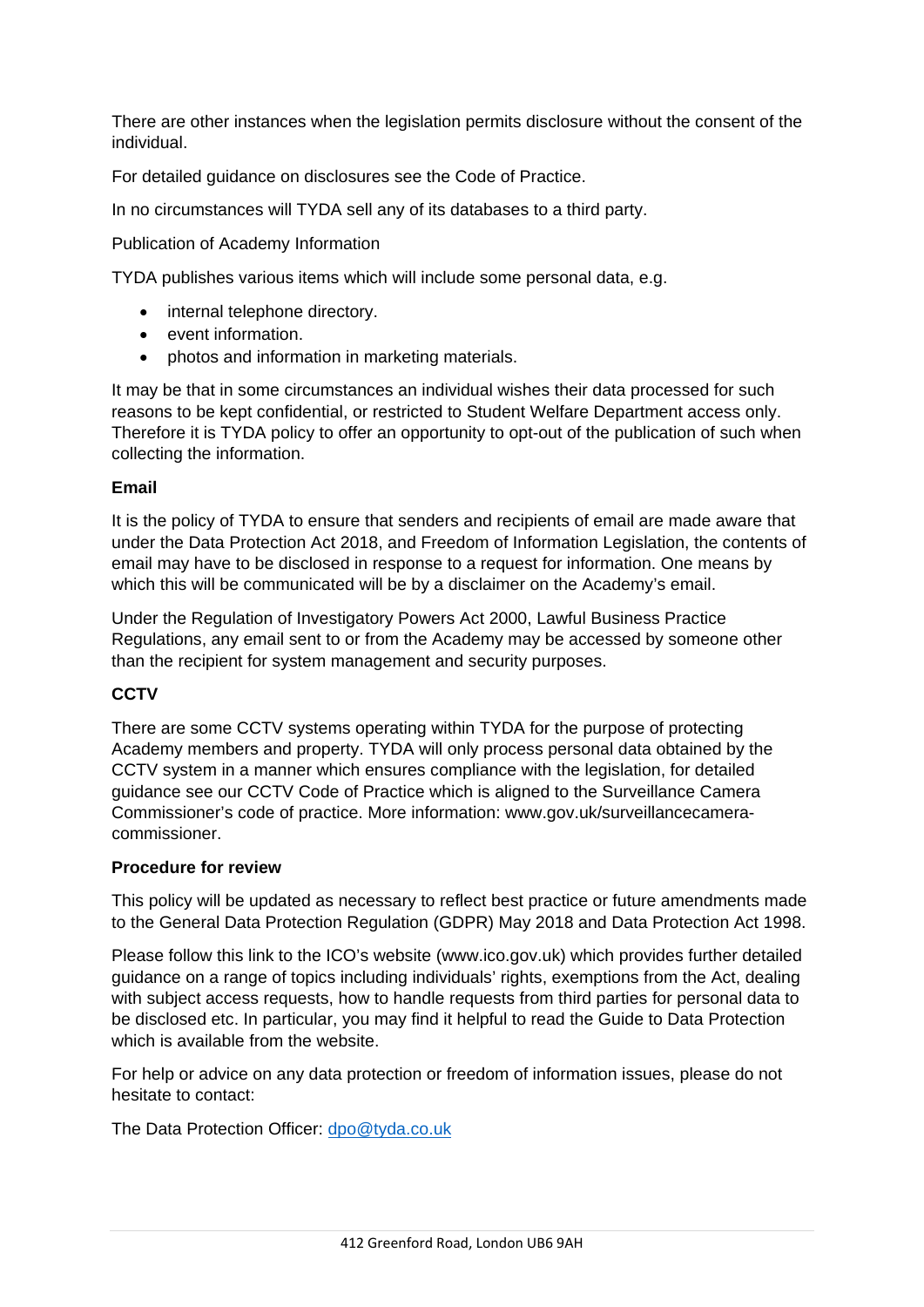There are other instances when the legislation permits disclosure without the consent of the individual.

For detailed guidance on disclosures see the Code of Practice.

In no circumstances will TYDA sell any of its databases to a third party.

Publication of Academy Information

TYDA publishes various items which will include some personal data, e.g.

- internal telephone directory.
- event information.
- photos and information in marketing materials.

It may be that in some circumstances an individual wishes their data processed for such reasons to be kept confidential, or restricted to Student Welfare Department access only. Therefore it is TYDA policy to offer an opportunity to opt-out of the publication of such when collecting the information.

**Email**

It is the policy of TYDA to ensure that senders and recipients of email are made aware that under the Data Protection Act 2018, and Freedom of Information Legislation, the contents of email may have to be disclosed in response to a request for information. One means by which this will be communicated will be by a disclaimer on the Academy's email.

Under the Regulation of Investigatory Powers Act 2000, Lawful Business Practice Regulations, any email sent to or from the Academy may be accessed by someone other than the recipient for system management and security purposes.

**CCTV**

There are some CCTV systems operating within TYDA for the purpose of protecting Academy members and property. TYDA will only process personal data obtained by the CCTV system in a manner which ensures compliance with the legislation, for detailed guidance see our CCTV Code of Practice which is aligned to the Surveillance Camera Commissioner's code of practice. More information: www.gov.uk/surveillancecamera-commissioner.

**Procedure for review**

This policy will be updated as necessary to reflect best practice or future amendments made to the General Data Protection Regulation (GDPR) May 2018 and Data Protection Act 1998.

Please follow this link to the ICO's website (www.ico.gov.uk) which provides further detailed guidance on a range of topics including individuals' rights, exemptions from the Act, dealing with subject access requests, how to handle requests from third parties for personal data to be disclosed etc. In particular, you may find it helpful to read the Guide to Data Protection which is available from the website.

For help or advice on any data protection or freedom of information issues, please do not hesitate to contact:

The Data Protection Officer: dpo@tyda.co.uk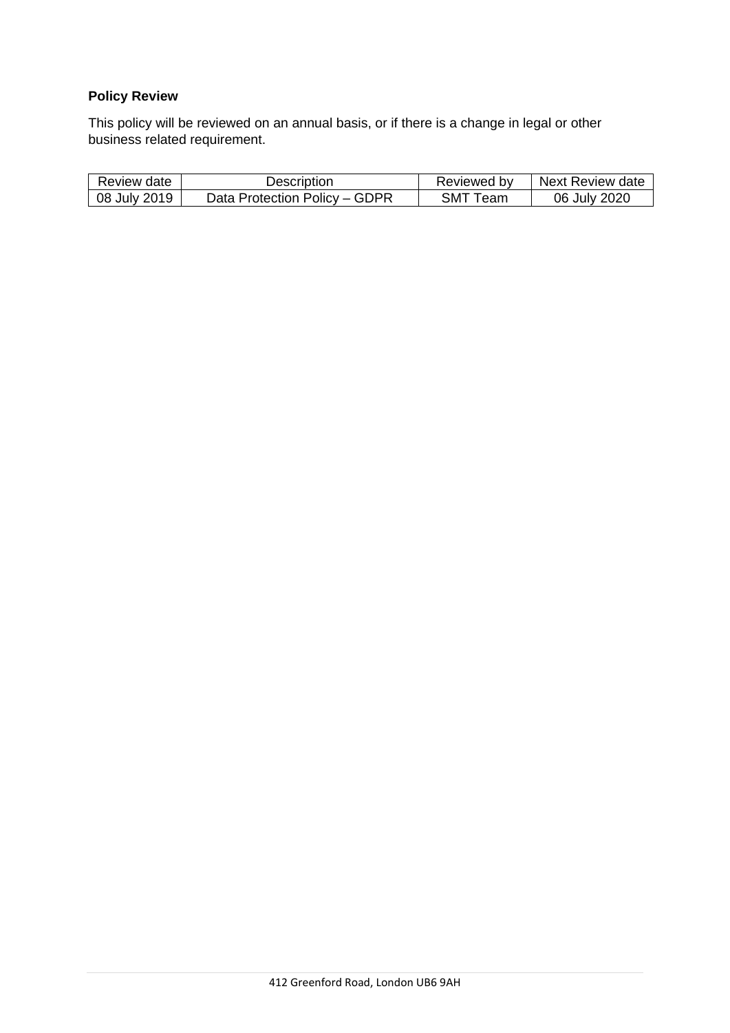**Policy Review**

This policy will be reviewed on an annual basis, or if there is a change in legal or other business related requirement.

| Review date | Description | Reviewed by | Next Review date |
|---|---|---|---|
| 08 July 2019 | Data Protection Policy – GDPR | SMT Team | 06 July 2020 |